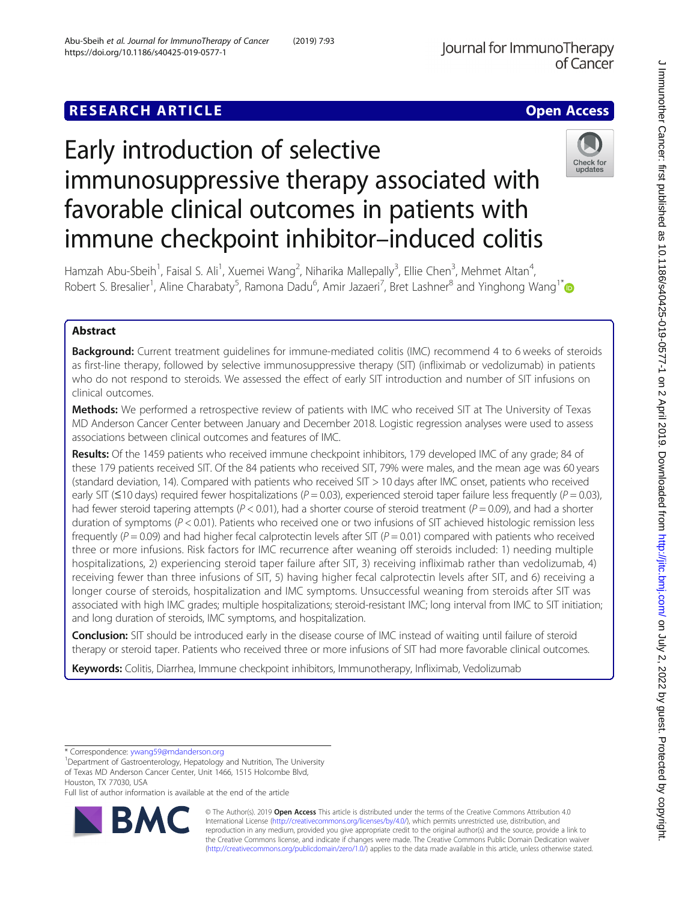RESEARCH ARTICLE

Open Access

# Early introduction of selective immunosuppressive therapy associated with favorable clinical outcomes in patients with immune checkpoint inhibitor–induced colitis

Hamzah Abu-Sbeih[1], Faisal S. Ali[1], Xuemei Wang[2], Niharika Mallepally[3], Ellie Chen[3], Mehmet Altan[4], Robert S. Bresalier[1], Aline Charabaty[5], Ramona Dadu[6], Amir Jazaeri[7], Bret Lashner[8] and Yinghong Wang[1*]

## Abstract

**Background:** Current treatment guidelines for immune-mediated colitis (IMC) recommend 4 to 6 weeks of steroids as first-line therapy, followed by selective immunosuppressive therapy (SIT) (infliximab or vedolizumab) in patients who do not respond to steroids. We assessed the effect of early SIT introduction and number of SIT infusions on clinical outcomes.

**Methods:** We performed a retrospective review of patients with IMC who received SIT at The University of Texas MD Anderson Cancer Center between January and December 2018. Logistic regression analyses were used to assess associations between clinical outcomes and features of IMC.

**Results:** Of the 1459 patients who received immune checkpoint inhibitors, 179 developed IMC of any grade; 84 of these 179 patients received SIT. Of the 84 patients who received SIT, 79% were males, and the mean age was 60 years (standard deviation, 14). Compared with patients who received SIT > 10 days after IMC onset, patients who received early SIT (≤10 days) required fewer hospitalizations ($P = 0.03$), experienced steroid taper failure less frequently ($P = 0.03$), had fewer steroid tapering attempts ($P < 0.01$), had a shorter course of steroid treatment ($P = 0.09$), and had a shorter duration of symptoms ($P < 0.01$). Patients who received one or two infusions of SIT achieved histologic remission less frequently ($P = 0.09$) and had higher fecal calprotectin levels after SIT ($P = 0.01$) compared with patients who received three or more infusions. Risk factors for IMC recurrence after weaning off steroids included: 1) needing multiple hospitalizations, 2) experiencing steroid taper failure after SIT, 3) receiving infliximab rather than vedolizumab, 4) receiving fewer than three infusions of SIT, 5) having higher fecal calprotectin levels after SIT, and 6) receiving a longer course of steroids, hospitalization and IMC symptoms. Unsuccessful weaning from steroids after SIT was associated with high IMC grades; multiple hospitalizations; steroid-resistant IMC; long interval from IMC to SIT initiation; and long duration of steroids, IMC symptoms, and hospitalization.

**Conclusion:** SIT should be introduced early in the disease course of IMC instead of waiting until failure of steroid therapy or steroid taper. Patients who received three or more infusions of SIT had more favorable clinical outcomes.

**Keywords:** Colitis, Diarrhea, Immune checkpoint inhibitors, Immunotherapy, Infliximab, Vedolizumab

---

* Correspondence: ywang59@mdanderson.org
[1]Department of Gastroenterology, Hepatology and Nutrition, The University of Texas MD Anderson Cancer Center, Unit 1466, 1515 Holcombe Blvd, Houston, TX 77030, USA
Full list of author information is available at the end of the article

© The Author(s). 2019 **Open Access** This article is distributed under the terms of the Creative Commons Attribution 4.0 International License (http://creativecommons.org/licenses/by/4.0/), which permits unrestricted use, distribution, and reproduction in any medium, provided you give appropriate credit to the original author(s) and the source, provide a link to the Creative Commons license, and indicate if changes were made. The Creative Commons Public Domain Dedication waiver (http://creativecommons.org/publicdomain/zero/1.0/) applies to the data made available in this article, unless otherwise stated.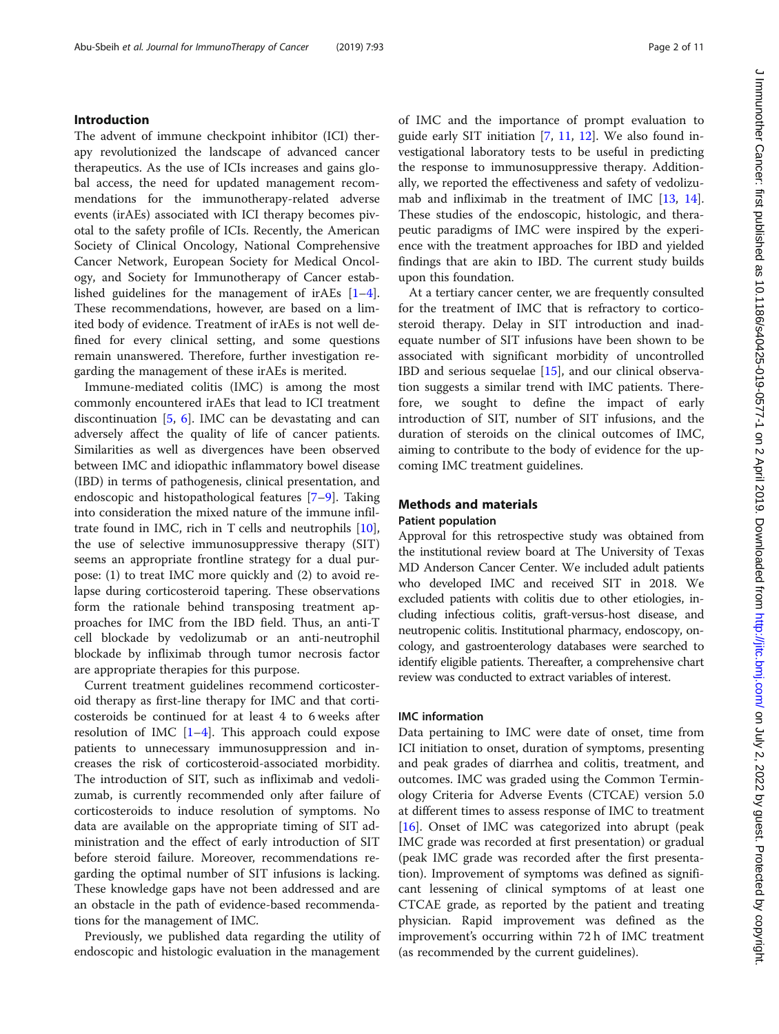## Introduction

The advent of immune checkpoint inhibitor (ICI) therapy revolutionized the landscape of advanced cancer therapeutics. As the use of ICIs increases and gains global access, the need for updated management recommendations for the immunotherapy-related adverse events (irAEs) associated with ICI therapy becomes pivotal to the safety profile of ICIs. Recently, the American Society of Clinical Oncology, National Comprehensive Cancer Network, European Society for Medical Oncology, and Society for Immunotherapy of Cancer established guidelines for the management of irAEs [1–4]. These recommendations, however, are based on a limited body of evidence. Treatment of irAEs is not well defined for every clinical setting, and some questions remain unanswered. Therefore, further investigation regarding the management of these irAEs is merited.

Immune-mediated colitis (IMC) is among the most commonly encountered irAEs that lead to ICI treatment discontinuation [5, 6]. IMC can be devastating and can adversely affect the quality of life of cancer patients. Similarities as well as divergences have been observed between IMC and idiopathic inflammatory bowel disease (IBD) in terms of pathogenesis, clinical presentation, and endoscopic and histopathological features [7–9]. Taking into consideration the mixed nature of the immune infiltrate found in IMC, rich in T cells and neutrophils [10], the use of selective immunosuppressive therapy (SIT) seems an appropriate frontline strategy for a dual purpose: (1) to treat IMC more quickly and (2) to avoid relapse during corticosteroid tapering. These observations form the rationale behind transposing treatment approaches for IMC from the IBD field. Thus, an anti-T cell blockade by vedolizumab or an anti-neutrophil blockade by infliximab through tumor necrosis factor are appropriate therapies for this purpose.

Current treatment guidelines recommend corticosteroid therapy as first-line therapy for IMC and that corticosteroids be continued for at least 4 to 6 weeks after resolution of IMC [1–4]. This approach could expose patients to unnecessary immunosuppression and increases the risk of corticosteroid-associated morbidity. The introduction of SIT, such as infliximab and vedolizumab, is currently recommended only after failure of corticosteroids to induce resolution of symptoms. No data are available on the appropriate timing of SIT administration and the effect of early introduction of SIT before steroid failure. Moreover, recommendations regarding the optimal number of SIT infusions is lacking. These knowledge gaps have not been addressed and are an obstacle in the path of evidence-based recommendations for the management of IMC.

Previously, we published data regarding the utility of endoscopic and histologic evaluation in the management of IMC and the importance of prompt evaluation to guide early SIT initiation [7, 11, 12]. We also found investigational laboratory tests to be useful in predicting the response to immunosuppressive therapy. Additionally, we reported the effectiveness and safety of vedolizumab and infliximab in the treatment of IMC [13, 14]. These studies of the endoscopic, histologic, and therapeutic paradigms of IMC were inspired by the experience with the treatment approaches for IBD and yielded findings that are akin to IBD. The current study builds upon this foundation.

At a tertiary cancer center, we are frequently consulted for the treatment of IMC that is refractory to corticosteroid therapy. Delay in SIT introduction and inadequate number of SIT infusions have been shown to be associated with significant morbidity of uncontrolled IBD and serious sequelae [15], and our clinical observation suggests a similar trend with IMC patients. Therefore, we sought to define the impact of early introduction of SIT, number of SIT infusions, and the duration of steroids on the clinical outcomes of IMC, aiming to contribute to the body of evidence for the upcoming IMC treatment guidelines.

## Methods and materials

### Patient population

Approval for this retrospective study was obtained from the institutional review board at The University of Texas MD Anderson Cancer Center. We included adult patients who developed IMC and received SIT in 2018. We excluded patients with colitis due to other etiologies, including infectious colitis, graft-versus-host disease, and neutropenic colitis. Institutional pharmacy, endoscopy, oncology, and gastroenterology databases were searched to identify eligible patients. Thereafter, a comprehensive chart review was conducted to extract variables of interest.

### IMC information

Data pertaining to IMC were date of onset, time from ICI initiation to onset, duration of symptoms, presenting and peak grades of diarrhea and colitis, treatment, and outcomes. IMC was graded using the Common Terminology Criteria for Adverse Events (CTCAE) version 5.0 at different times to assess response of IMC to treatment [16]. Onset of IMC was categorized into abrupt (peak IMC grade was recorded at first presentation) or gradual (peak IMC grade was recorded after the first presentation). Improvement of symptoms was defined as significant lessening of clinical symptoms of at least one CTCAE grade, as reported by the patient and treating physician. Rapid improvement was defined as the improvement's occurring within 72 h of IMC treatment (as recommended by the current guidelines).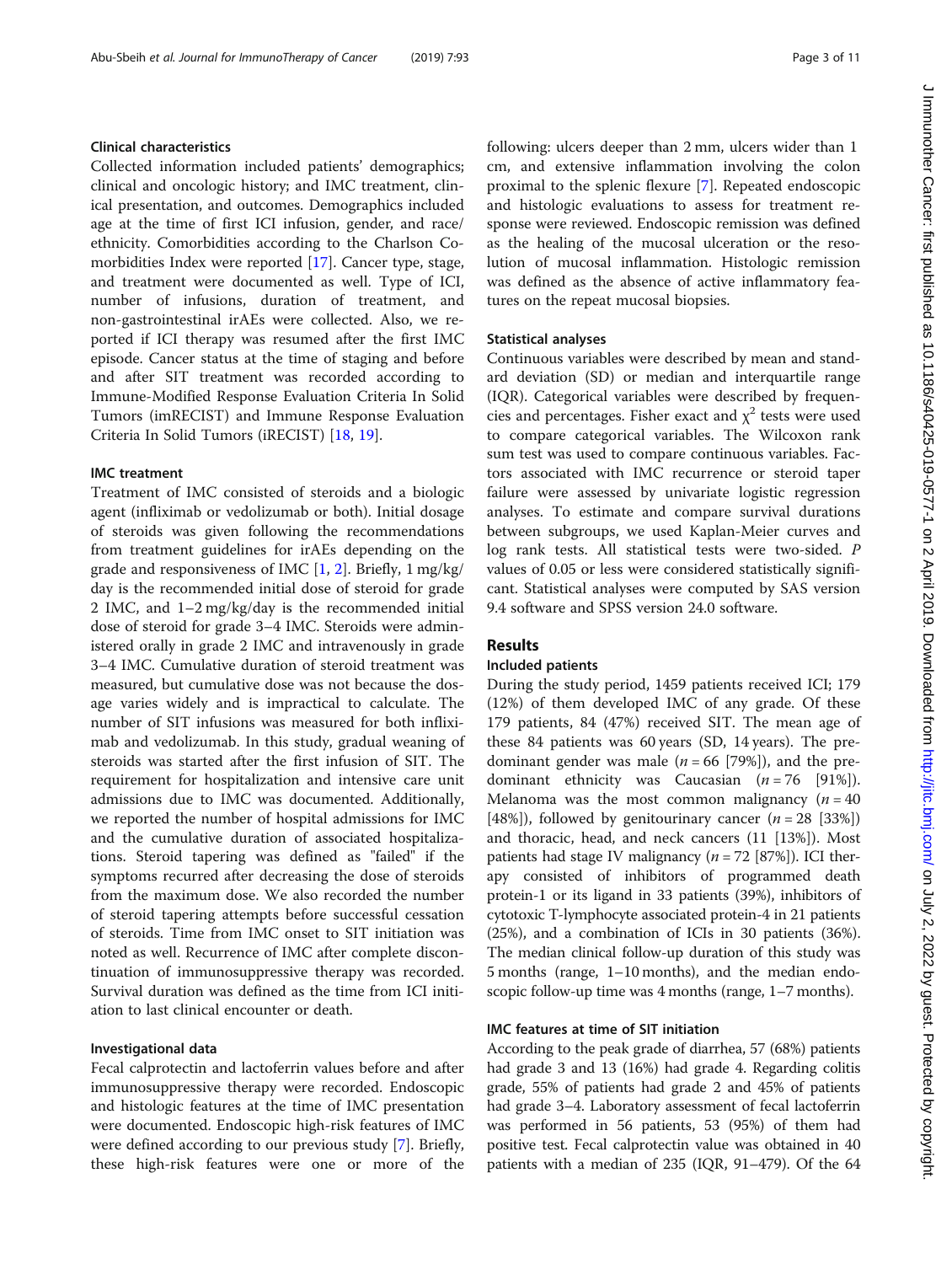### Clinical characteristics

Collected information included patients' demographics; clinical and oncologic history; and IMC treatment, clinical presentation, and outcomes. Demographics included age at the time of first ICI infusion, gender, and race/ethnicity. Comorbidities according to the Charlson Comorbidities Index were reported [17]. Cancer type, stage, and treatment were documented as well. Type of ICI, number of infusions, duration of treatment, and non-gastrointestinal irAEs were collected. Also, we reported if ICI therapy was resumed after the first IMC episode. Cancer status at the time of staging and before and after SIT treatment was recorded according to Immune-Modified Response Evaluation Criteria In Solid Tumors (imRECIST) and Immune Response Evaluation Criteria In Solid Tumors (iRECIST) [18, 19].

### IMC treatment

Treatment of IMC consisted of steroids and a biologic agent (infliximab or vedolizumab or both). Initial dosage of steroids was given following the recommendations from treatment guidelines for irAEs depending on the grade and responsiveness of IMC [1, 2]. Briefly, 1 mg/kg/day is the recommended initial dose of steroid for grade 2 IMC, and 1–2 mg/kg/day is the recommended initial dose of steroid for grade 3–4 IMC. Steroids were administered orally in grade 2 IMC and intravenously in grade 3–4 IMC. Cumulative duration of steroid treatment was measured, but cumulative dose was not because the dosage varies widely and is impractical to calculate. The number of SIT infusions was measured for both infliximab and vedolizumab. In this study, gradual weaning of steroids was started after the first infusion of SIT. The requirement for hospitalization and intensive care unit admissions due to IMC was documented. Additionally, we reported the number of hospital admissions for IMC and the cumulative duration of associated hospitalizations. Steroid tapering was defined as "failed" if the symptoms recurred after decreasing the dose of steroids from the maximum dose. We also recorded the number of steroid tapering attempts before successful cessation of steroids. Time from IMC onset to SIT initiation was noted as well. Recurrence of IMC after complete discontinuation of immunosuppressive therapy was recorded. Survival duration was defined as the time from ICI initiation to last clinical encounter or death.

### Investigational data

Fecal calprotectin and lactoferrin values before and after immunosuppressive therapy were recorded. Endoscopic and histologic features at the time of IMC presentation were documented. Endoscopic high-risk features of IMC were defined according to our previous study [7]. Briefly, these high-risk features were one or more of the following: ulcers deeper than 2 mm, ulcers wider than 1 cm, and extensive inflammation involving the colon proximal to the splenic flexure [7]. Repeated endoscopic and histologic evaluations to assess for treatment response were reviewed. Endoscopic remission was defined as the healing of the mucosal ulceration or the resolution of mucosal inflammation. Histologic remission was defined as the absence of active inflammatory features on the repeat mucosal biopsies.

### Statistical analyses

Continuous variables were described by mean and standard deviation (SD) or median and interquartile range (IQR). Categorical variables were described by frequencies and percentages. Fisher exact and $\chi^2$ tests were used to compare categorical variables. The Wilcoxon rank sum test was used to compare continuous variables. Factors associated with IMC recurrence or steroid taper failure were assessed by univariate logistic regression analyses. To estimate and compare survival durations between subgroups, we used Kaplan-Meier curves and log rank tests. All statistical tests were two-sided. *P* values of 0.05 or less were considered statistically significant. Statistical analyses were computed by SAS version 9.4 software and SPSS version 24.0 software.

## Results

### Included patients

During the study period, 1459 patients received ICI; 179 (12%) of them developed IMC of any grade. Of these 179 patients, 84 (47%) received SIT. The mean age of these 84 patients was 60 years (SD, 14 years). The predominant gender was male ($n = 66$ [79%]), and the predominant ethnicity was Caucasian ($n = 76$ [91%]). Melanoma was the most common malignancy ($n = 40$ [48%]), followed by genitourinary cancer ($n = 28$ [33%]) and thoracic, head, and neck cancers (11 [13%]). Most patients had stage IV malignancy ($n = 72$ [87%]). ICI therapy consisted of inhibitors of programmed death protein-1 or its ligand in 33 patients (39%), inhibitors of cytotoxic T-lymphocyte associated protein-4 in 21 patients (25%), and a combination of ICIs in 30 patients (36%). The median clinical follow-up duration of this study was 5 months (range, 1–10 months), and the median endoscopic follow-up time was 4 months (range, 1–7 months).

### IMC features at time of SIT initiation

According to the peak grade of diarrhea, 57 (68%) patients had grade 3 and 13 (16%) had grade 4. Regarding colitis grade, 55% of patients had grade 2 and 45% of patients had grade 3–4. Laboratory assessment of fecal lactoferrin was performed in 56 patients, 53 (95%) of them had positive test. Fecal calprotectin value was obtained in 40 patients with a median of 235 (IQR, 91–479). Of the 64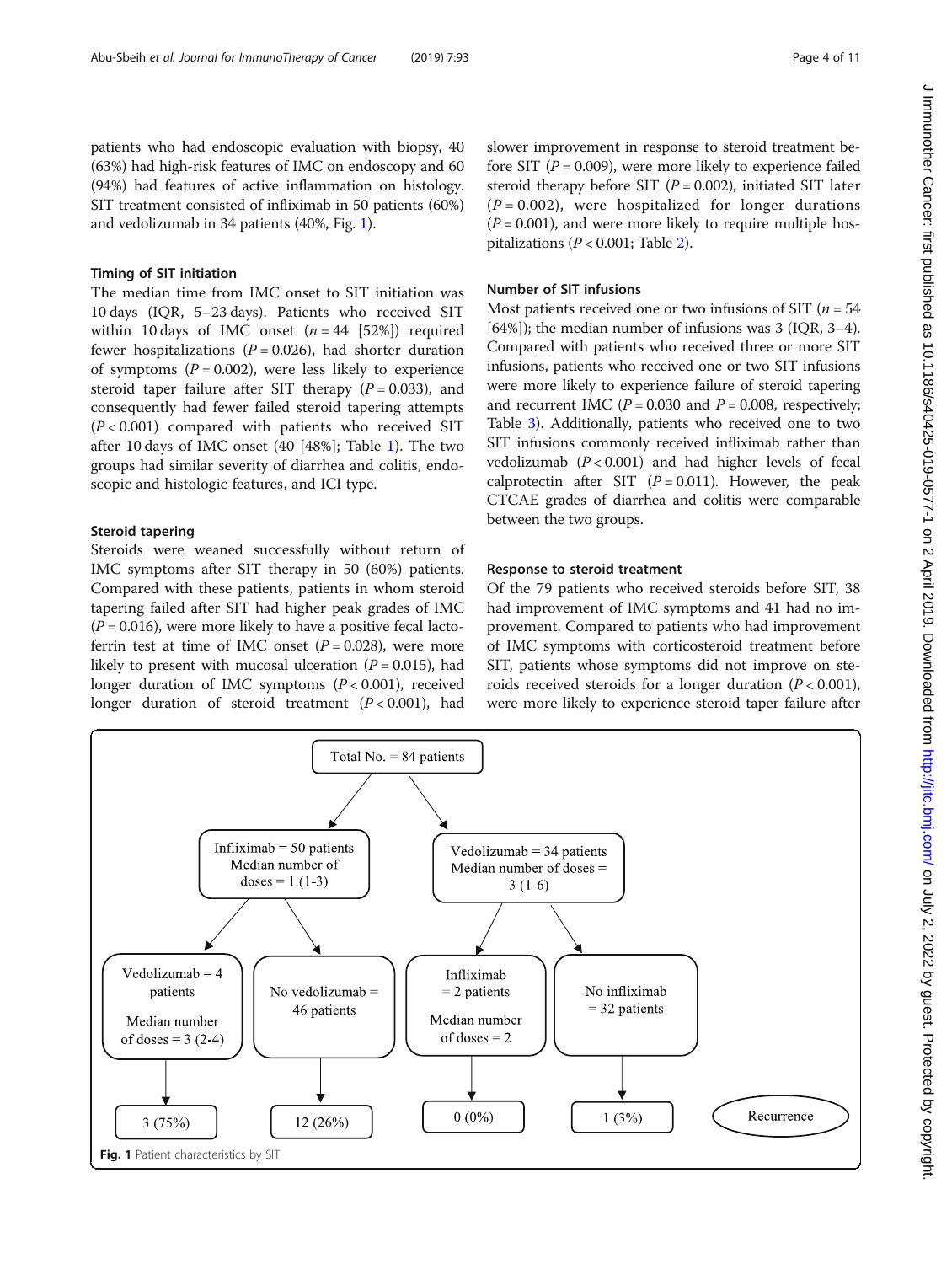patients who had endoscopic evaluation with biopsy, 40 (63%) had high-risk features of IMC on endoscopy and 60 (94%) had features of active inflammation on histology. SIT treatment consisted of infliximab in 50 patients (60%) and vedolizumab in 34 patients (40%, Fig. 1).

### Timing of SIT initiation

The median time from IMC onset to SIT initiation was 10 days (IQR, 5–23 days). Patients who received SIT within 10 days of IMC onset ($n = 44$ [52%]) required fewer hospitalizations ($P = 0.026$), had shorter duration of symptoms ($P = 0.002$), were less likely to experience steroid taper failure after SIT therapy ($P = 0.033$), and consequently had fewer failed steroid tapering attempts ($P < 0.001$) compared with patients who received SIT after 10 days of IMC onset (40 [48%]; Table 1). The two groups had similar severity of diarrhea and colitis, endoscopic and histologic features, and ICI type.

### Steroid tapering

Steroids were weaned successfully without return of IMC symptoms after SIT therapy in 50 (60%) patients. Compared with these patients, patients in whom steroid tapering failed after SIT had higher peak grades of IMC ($P = 0.016$), were more likely to have a positive fecal lactoferrin test at time of IMC onset ($P = 0.028$), were more likely to present with mucosal ulceration ($P = 0.015$), had longer duration of IMC symptoms ($P < 0.001$), received longer duration of steroid treatment ($P < 0.001$), had slower improvement in response to steroid treatment before SIT ($P = 0.009$), were more likely to experience failed steroid therapy before SIT ($P = 0.002$), initiated SIT later ($P = 0.002$), were hospitalized for longer durations ($P = 0.001$), and were more likely to require multiple hospitalizations ($P < 0.001$; Table 2).

### Number of SIT infusions

Most patients received one or two infusions of SIT ($n = 54$ [64%]); the median number of infusions was 3 (IQR, 3–4). Compared with patients who received three or more SIT infusions, patients who received one or two SIT infusions were more likely to experience failure of steroid tapering and recurrent IMC ($P = 0.030$ and $P = 0.008$, respectively; Table 3). Additionally, patients who received one to two SIT infusions commonly received infliximab rather than vedolizumab ($P < 0.001$) and had higher levels of fecal calprotectin after SIT ($P = 0.011$). However, the peak CTCAE grades of diarrhea and colitis were comparable between the two groups.

### Response to steroid treatment

Of the 79 patients who received steroids before SIT, 38 had improvement of IMC symptoms and 41 had no improvement. Compared to patients who had improvement of IMC symptoms with corticosteroid treatment before SIT, patients whose symptoms did not improve on steroids received steroids for a longer duration ($P < 0.001$), were more likely to experience steroid taper failure after

Total No. = 84 patients
- Infliximab = 50 patients, Median number of doses = 1 (1-3)
  - Vedolizumab = 4 patients, Median number of doses = 3 (2-4) → Recurrence: 3 (75%)
  - No vedolizumab = 46 patients → Recurrence: 12 (26%)
- Vedolizumab = 34 patients, Median number of doses = 3 (1-6)
  - Infliximab = 2 patients, Median number of doses = 2 → Recurrence: 0 (0%)
  - No infliximab = 32 patients → Recurrence: 1 (3%)

**Fig. 1** Patient characteristics by SIT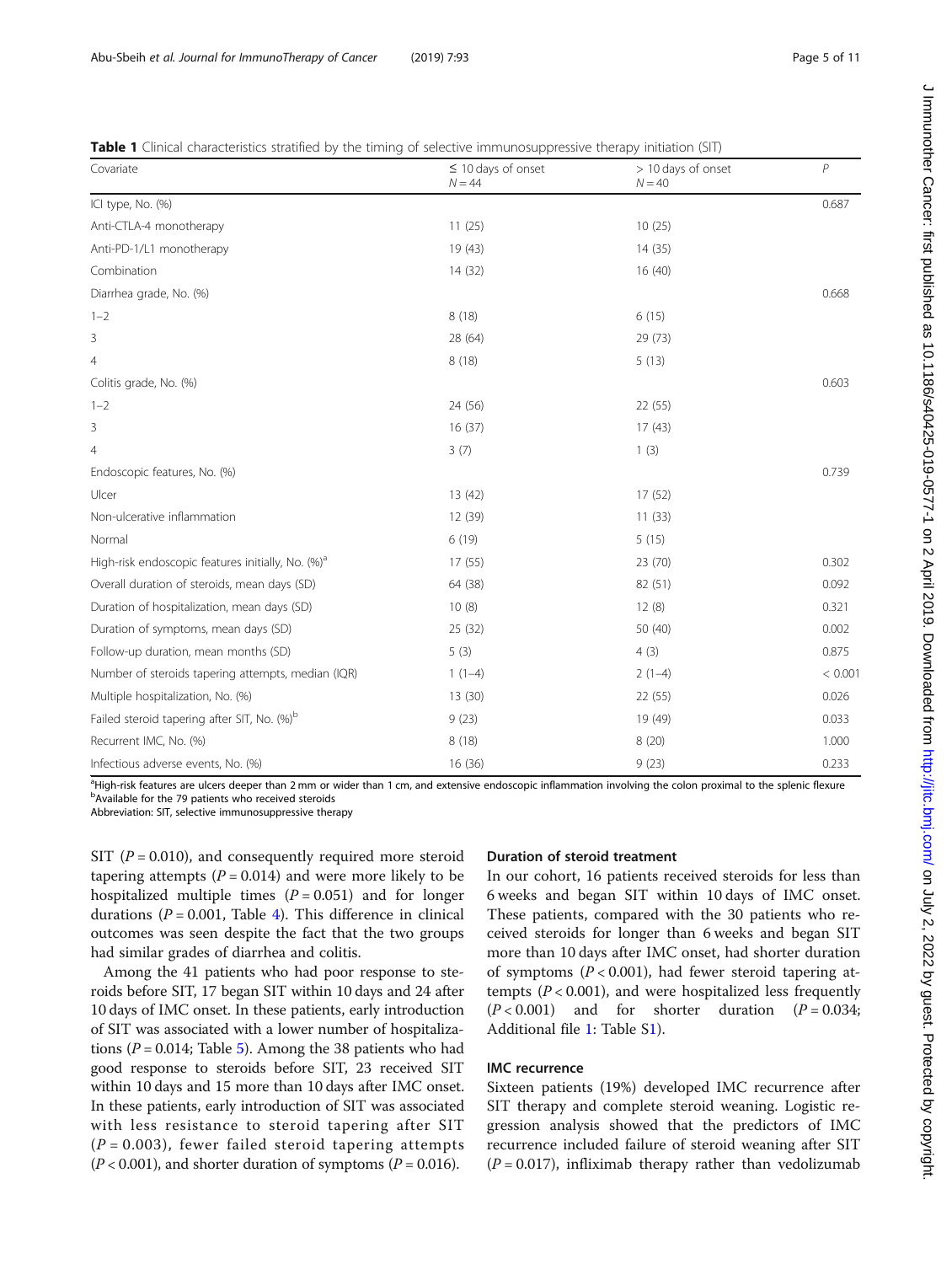**Table 1** Clinical characteristics stratified by the timing of selective immunosuppressive therapy initiation (SIT)

| Covariate | ≤ 10 days of onset $N = 44$ | > 10 days of onset $N = 40$ | $P$ |
|---|---|---|---|
| ICI type, No. (%) | | | 0.687 |
| Anti-CTLA-4 monotherapy | 11 (25) | 10 (25) | |
| Anti-PD-1/L1 monotherapy | 19 (43) | 14 (35) | |
| Combination | 14 (32) | 16 (40) | |
| Diarrhea grade, No. (%) | | | 0.668 |
| 1–2 | 8 (18) | 6 (15) | |
| 3 | 28 (64) | 29 (73) | |
| 4 | 8 (18) | 5 (13) | |
| Colitis grade, No. (%) | | | 0.603 |
| 1–2 | 24 (56) | 22 (55) | |
| 3 | 16 (37) | 17 (43) | |
| 4 | 3 (7) | 1 (3) | |
| Endoscopic features, No. (%) | | | 0.739 |
| Ulcer | 13 (42) | 17 (52) | |
| Non-ulcerative inflammation | 12 (39) | 11 (33) | |
| Normal | 6 (19) | 5 (15) | |
| High-risk endoscopic features initially, No. (%)[a] | 17 (55) | 23 (70) | 0.302 |
| Overall duration of steroids, mean days (SD) | 64 (38) | 82 (51) | 0.092 |
| Duration of hospitalization, mean days (SD) | 10 (8) | 12 (8) | 0.321 |
| Duration of symptoms, mean days (SD) | 25 (32) | 50 (40) | 0.002 |
| Follow-up duration, mean months (SD) | 5 (3) | 4 (3) | 0.875 |
| Number of steroids tapering attempts, median (IQR) | 1 (1–4) | 2 (1–4) | < 0.001 |
| Multiple hospitalization, No. (%) | 13 (30) | 22 (55) | 0.026 |
| Failed steroid tapering after SIT, No. (%)[b] | 9 (23) | 19 (49) | 0.033 |
| Recurrent IMC, No. (%) | 8 (18) | 8 (20) | 1.000 |
| Infectious adverse events, No. (%) | 16 (36) | 9 (23) | 0.233 |

[a]High-risk features are ulcers deeper than 2 mm or wider than 1 cm, and extensive endoscopic inflammation involving the colon proximal to the splenic flexure
[b]Available for the 79 patients who received steroids
Abbreviation: SIT, selective immunosuppressive therapy

SIT ($P = 0.010$), and consequently required more steroid tapering attempts ($P = 0.014$) and were more likely to be hospitalized multiple times ($P = 0.051$) and for longer durations ($P = 0.001$, Table 4). This difference in clinical outcomes was seen despite the fact that the two groups had similar grades of diarrhea and colitis.

Among the 41 patients who had poor response to steroids before SIT, 17 began SIT within 10 days and 24 after 10 days of IMC onset. In these patients, early introduction of SIT was associated with a lower number of hospitalizations ($P = 0.014$; Table 5). Among the 38 patients who had good response to steroids before SIT, 23 received SIT within 10 days and 15 more than 10 days after IMC onset. In these patients, early introduction of SIT was associated with less resistance to steroid tapering after SIT ($P = 0.003$), fewer failed steroid tapering attempts ($P < 0.001$), and shorter duration of symptoms ($P = 0.016$).

### Duration of steroid treatment

In our cohort, 16 patients received steroids for less than 6 weeks and began SIT within 10 days of IMC onset. These patients, compared with the 30 patients who received steroids for longer than 6 weeks and began SIT more than 10 days after IMC onset, had shorter duration of symptoms ($P < 0.001$), had fewer steroid tapering attempts ($P < 0.001$), and were hospitalized less frequently ($P < 0.001$) and for shorter duration ($P = 0.034$; Additional file 1: Table S1).

### IMC recurrence

Sixteen patients (19%) developed IMC recurrence after SIT therapy and complete steroid weaning. Logistic regression analysis showed that the predictors of IMC recurrence included failure of steroid weaning after SIT ($P = 0.017$), infliximab therapy rather than vedolizumab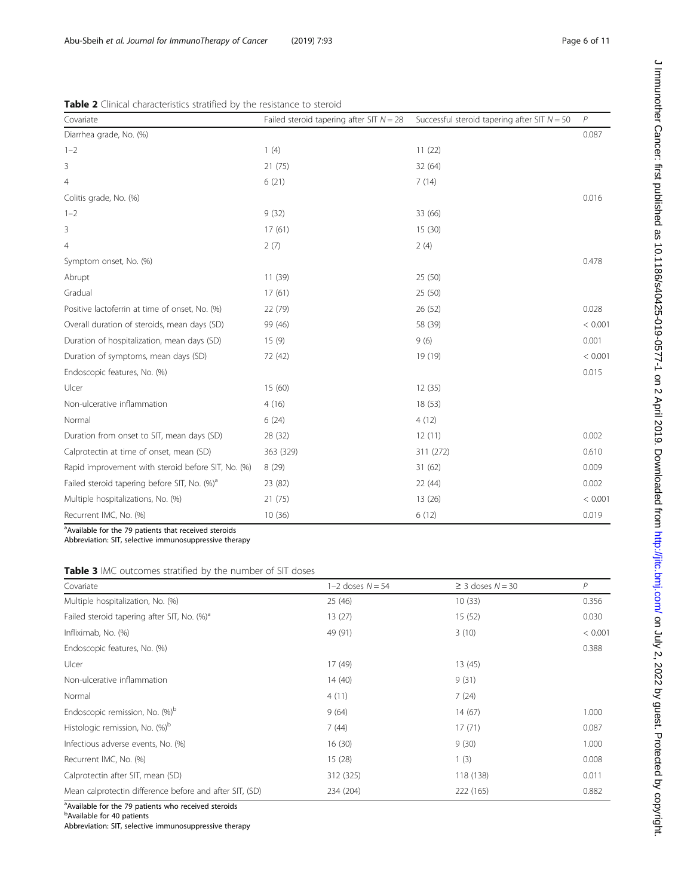**Table 2** Clinical characteristics stratified by the resistance to steroid

| Covariate | Failed steroid tapering after SIT $N = 28$ | Successful steroid tapering after SIT $N = 50$ | $P$ |
|---|---|---|---|
| Diarrhea grade, No. (%) | | | 0.087 |
| 1–2 | 1 (4) | 11 (22) | |
| 3 | 21 (75) | 32 (64) | |
| 4 | 6 (21) | 7 (14) | |
| Colitis grade, No. (%) | | | 0.016 |
| 1–2 | 9 (32) | 33 (66) | |
| 3 | 17 (61) | 15 (30) | |
| 4 | 2 (7) | 2 (4) | |
| Symptom onset, No. (%) | | | 0.478 |
| Abrupt | 11 (39) | 25 (50) | |
| Gradual | 17 (61) | 25 (50) | |
| Positive lactoferrin at time of onset, No. (%) | 22 (79) | 26 (52) | 0.028 |
| Overall duration of steroids, mean days (SD) | 99 (46) | 58 (39) | < 0.001 |
| Duration of hospitalization, mean days (SD) | 15 (9) | 9 (6) | 0.001 |
| Duration of symptoms, mean days (SD) | 72 (42) | 19 (19) | < 0.001 |
| Endoscopic features, No. (%) | | | 0.015 |
| Ulcer | 15 (60) | 12 (35) | |
| Non-ulcerative inflammation | 4 (16) | 18 (53) | |
| Normal | 6 (24) | 4 (12) | |
| Duration from onset to SIT, mean days (SD) | 28 (32) | 12 (11) | 0.002 |
| Calprotectin at time of onset, mean (SD) | 363 (329) | 311 (272) | 0.610 |
| Rapid improvement with steroid before SIT, No. (%) | 8 (29) | 31 (62) | 0.009 |
| Failed steroid tapering before SIT, No. (%)[a] | 23 (82) | 22 (44) | 0.002 |
| Multiple hospitalizations, No. (%) | 21 (75) | 13 (26) | < 0.001 |
| Recurrent IMC, No. (%) | 10 (36) | 6 (12) | 0.019 |

[a]Available for the 79 patients that received steroids
Abbreviation: SIT, selective immunosuppressive therapy

**Table 3** IMC outcomes stratified by the number of SIT doses

| Covariate | 1–2 doses $N = 54$ | ≥ 3 doses $N = 30$ | $P$ |
|---|---|---|---|
| Multiple hospitalization, No. (%) | 25 (46) | 10 (33) | 0.356 |
| Failed steroid tapering after SIT, No. (%)[a] | 13 (27) | 15 (52) | 0.030 |
| Infliximab, No. (%) | 49 (91) | 3 (10) | < 0.001 |
| Endoscopic features, No. (%) | | | 0.388 |
| Ulcer | 17 (49) | 13 (45) | |
| Non-ulcerative inflammation | 14 (40) | 9 (31) | |
| Normal | 4 (11) | 7 (24) | |
| Endoscopic remission, No. (%)[b] | 9 (64) | 14 (67) | 1.000 |
| Histologic remission, No. (%)[b] | 7 (44) | 17 (71) | 0.087 |
| Infectious adverse events, No. (%) | 16 (30) | 9 (30) | 1.000 |
| Recurrent IMC, No. (%) | 15 (28) | 1 (3) | 0.008 |
| Calprotectin after SIT, mean (SD) | 312 (325) | 118 (138) | 0.011 |
| Mean calprotectin difference before and after SIT, (SD) | 234 (204) | 222 (165) | 0.882 |

[a]Available for the 79 patients who received steroids
[b]Available for 40 patients
Abbreviation: SIT, selective immunosuppressive therapy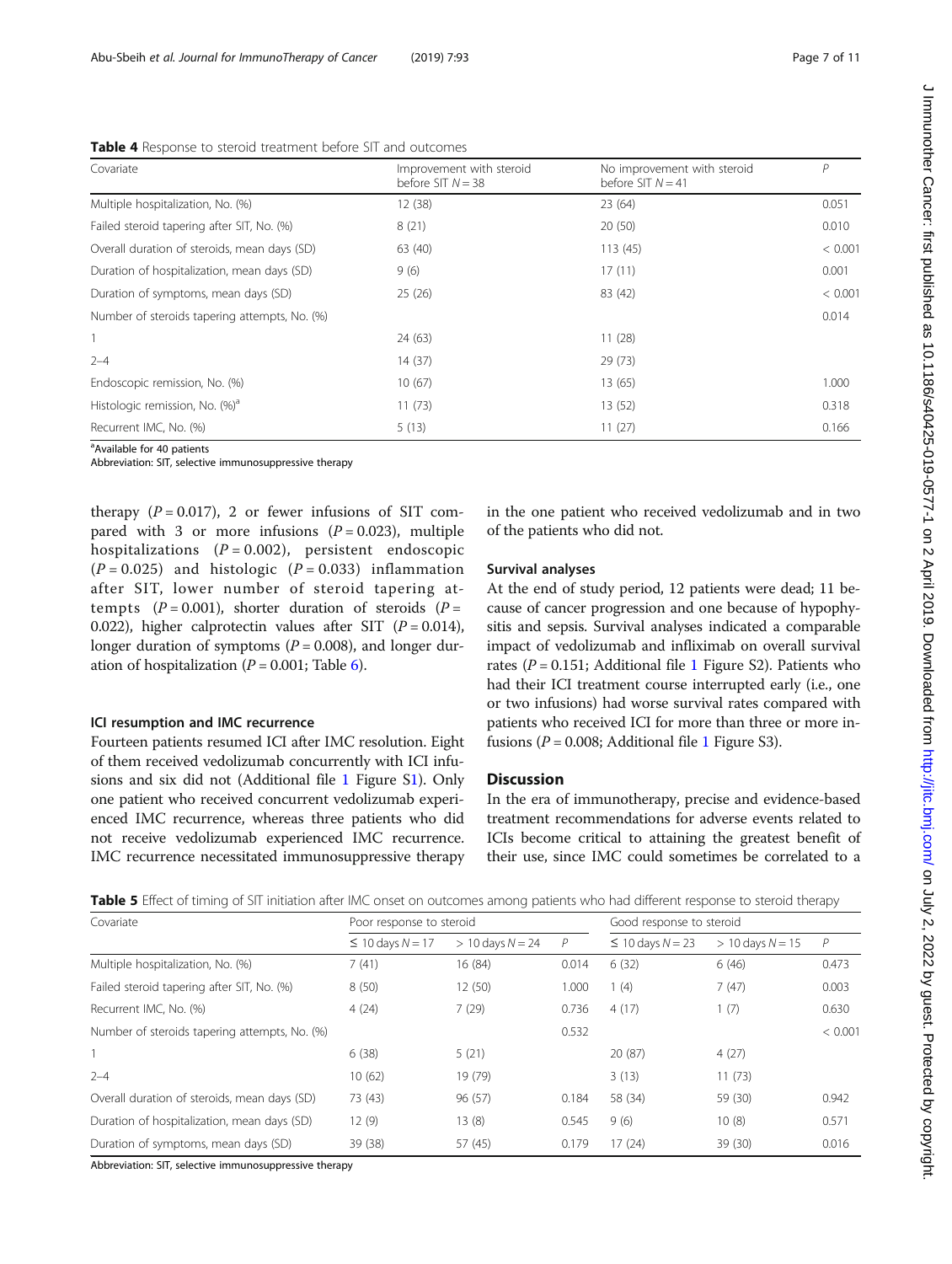**Table 4** Response to steroid treatment before SIT and outcomes

| Covariate | Improvement with steroid before SIT $N = 38$ | No improvement with steroid before SIT $N = 41$ | $P$ |
|---|---|---|---|
| Multiple hospitalization, No. (%) | 12 (38) | 23 (64) | 0.051 |
| Failed steroid tapering after SIT, No. (%) | 8 (21) | 20 (50) | 0.010 |
| Overall duration of steroids, mean days (SD) | 63 (40) | 113 (45) | < 0.001 |
| Duration of hospitalization, mean days (SD) | 9 (6) | 17 (11) | 0.001 |
| Duration of symptoms, mean days (SD) | 25 (26) | 83 (42) | < 0.001 |
| Number of steroids tapering attempts, No. (%) | | | 0.014 |
| 1 | 24 (63) | 11 (28) | |
| 2–4 | 14 (37) | 29 (73) | |
| Endoscopic remission, No. (%) | 10 (67) | 13 (65) | 1.000 |
| Histologic remission, No. (%)[a] | 11 (73) | 13 (52) | 0.318 |
| Recurrent IMC, No. (%) | 5 (13) | 11 (27) | 0.166 |

[a]Available for 40 patients

Abbreviation: SIT, selective immunosuppressive therapy

therapy ($P = 0.017$), 2 or fewer infusions of SIT compared with 3 or more infusions ($P = 0.023$), multiple hospitalizations ($P = 0.002$), persistent endoscopic ($P = 0.025$) and histologic ($P = 0.033$) inflammation after SIT, lower number of steroid tapering attempts ($P = 0.001$), shorter duration of steroids ($P = 0.022$), higher calprotectin values after SIT ($P = 0.014$), longer duration of symptoms ($P = 0.008$), and longer duration of hospitalization ($P = 0.001$; Table 6).

### ICI resumption and IMC recurrence

Fourteen patients resumed ICI after IMC resolution. Eight of them received vedolizumab concurrently with ICI infusions and six did not (Additional file 1 Figure S1). Only one patient who received concurrent vedolizumab experienced IMC recurrence, whereas three patients who did not receive vedolizumab experienced IMC recurrence. IMC recurrence necessitated immunosuppressive therapy in the one patient who received vedolizumab and in two of the patients who did not.

### Survival analyses

At the end of study period, 12 patients were dead; 11 because of cancer progression and one because of hypophysitis and sepsis. Survival analyses indicated a comparable impact of vedolizumab and infliximab on overall survival rates ($P = 0.151$; Additional file 1 Figure S2). Patients who had their ICI treatment course interrupted early (i.e., one or two infusions) had worse survival rates compared with patients who received ICI for more than three or more infusions ($P = 0.008$; Additional file 1 Figure S3).

## Discussion

In the era of immunotherapy, precise and evidence-based treatment recommendations for adverse events related to ICIs become critical to attaining the greatest benefit of their use, since IMC could sometimes be correlated to a

**Table 5** Effect of timing of SIT initiation after IMC onset on outcomes among patients who had different response to steroid therapy

| Covariate | Poor response to steroid | | | Good response to steroid | | |
|---|---|---|---|---|---|---|
| | ≤ 10 days $N = 17$ | > 10 days $N = 24$ | $P$ | ≤ 10 days $N = 23$ | > 10 days $N = 15$ | $P$ |
| Multiple hospitalization, No. (%) | 7 (41) | 16 (84) | 0.014 | 6 (32) | 6 (46) | 0.473 |
| Failed steroid tapering after SIT, No. (%) | 8 (50) | 12 (50) | 1.000 | 1 (4) | 7 (47) | 0.003 |
| Recurrent IMC, No. (%) | 4 (24) | 7 (29) | 0.736 | 4 (17) | 1 (7) | 0.630 |
| Number of steroids tapering attempts, No. (%) | | | 0.532 | | | < 0.001 |
| 1 | 6 (38) | 5 (21) | | 20 (87) | 4 (27) | |
| 2–4 | 10 (62) | 19 (79) | | 3 (13) | 11 (73) | |
| Overall duration of steroids, mean days (SD) | 73 (43) | 96 (57) | 0.184 | 58 (34) | 59 (30) | 0.942 |
| Duration of hospitalization, mean days (SD) | 12 (9) | 13 (8) | 0.545 | 9 (6) | 10 (8) | 0.571 |
| Duration of symptoms, mean days (SD) | 39 (38) | 57 (45) | 0.179 | 17 (24) | 39 (30) | 0.016 |

Abbreviation: SIT, selective immunosuppressive therapy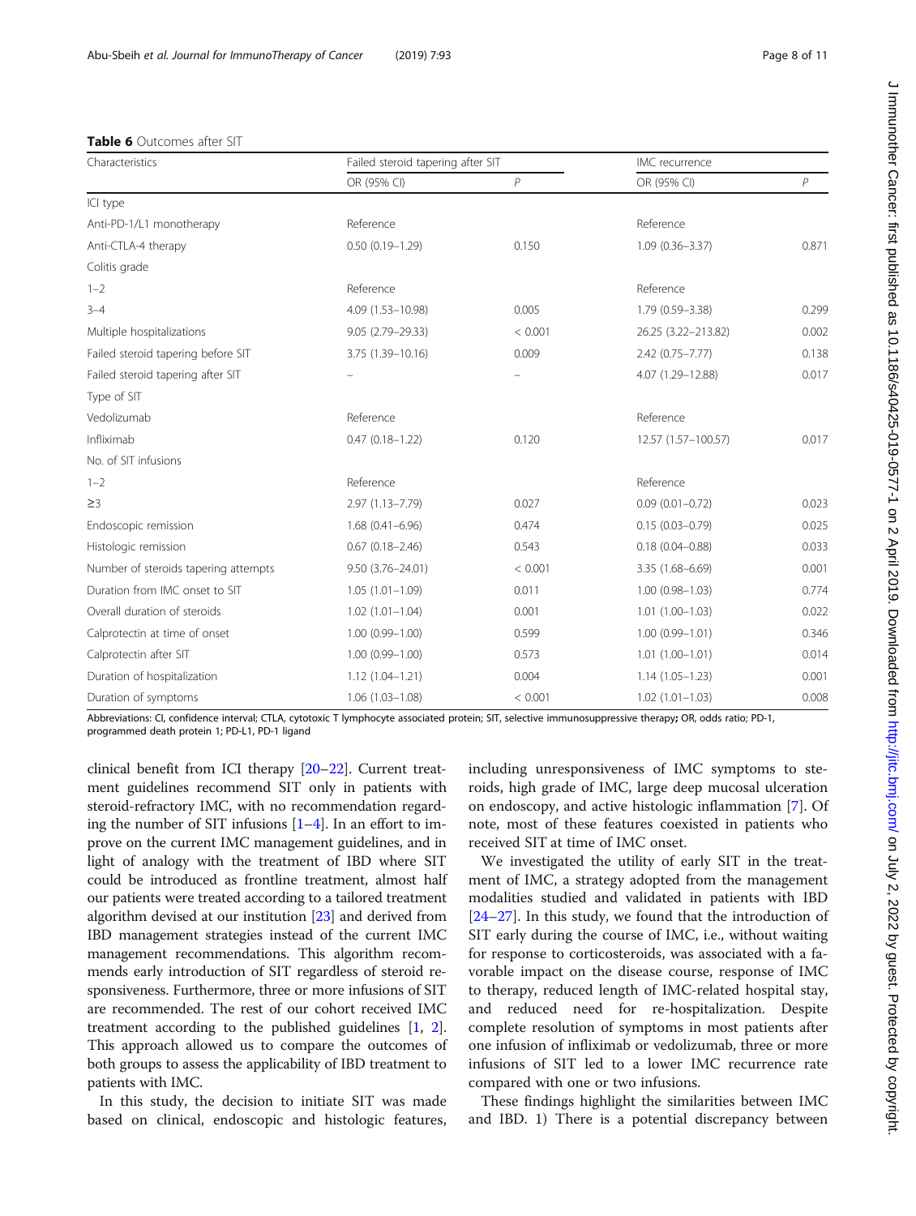**Table 6** Outcomes after SIT

| Characteristics | Failed steroid tapering after SIT | | IMC recurrence | |
|---|---|---|---|---|
| | OR (95% CI) | *P* | OR (95% CI) | *P* |
| ICI type | | | | |
| Anti-PD-1/L1 monotherapy | Reference | | Reference | |
| Anti-CTLA-4 therapy | 0.50 (0.19–1.29) | 0.150 | 1.09 (0.36–3.37) | 0.871 |
| Colitis grade | | | | |
| 1–2 | Reference | | Reference | |
| 3–4 | 4.09 (1.53–10.98) | 0.005 | 1.79 (0.59–3.38) | 0.299 |
| Multiple hospitalizations | 9.05 (2.79–29.33) | < 0.001 | 26.25 (3.22–213.82) | 0.002 |
| Failed steroid tapering before SIT | 3.75 (1.39–10.16) | 0.009 | 2.42 (0.75–7.77) | 0.138 |
| Failed steroid tapering after SIT | – | – | 4.07 (1.29–12.88) | 0.017 |
| Type of SIT | | | | |
| Vedolizumab | Reference | | Reference | |
| Infliximab | 0.47 (0.18–1.22) | 0.120 | 12.57 (1.57–100.57) | 0.017 |
| No. of SIT infusions | | | | |
| 1–2 | Reference | | Reference | |
| ≥3 | 2.97 (1.13–7.79) | 0.027 | 0.09 (0.01–0.72) | 0.023 |
| Endoscopic remission | 1.68 (0.41–6.96) | 0.474 | 0.15 (0.03–0.79) | 0.025 |
| Histologic remission | 0.67 (0.18–2.46) | 0.543 | 0.18 (0.04–0.88) | 0.033 |
| Number of steroids tapering attempts | 9.50 (3.76–24.01) | < 0.001 | 3.35 (1.68–6.69) | 0.001 |
| Duration from IMC onset to SIT | 1.05 (1.01–1.09) | 0.011 | 1.00 (0.98–1.03) | 0.774 |
| Overall duration of steroids | 1.02 (1.01–1.04) | 0.001 | 1.01 (1.00–1.03) | 0.022 |
| Calprotectin at time of onset | 1.00 (0.99–1.00) | 0.599 | 1.00 (0.99–1.01) | 0.346 |
| Calprotectin after SIT | 1.00 (0.99–1.00) | 0.573 | 1.01 (1.00–1.01) | 0.014 |
| Duration of hospitalization | 1.12 (1.04–1.21) | 0.004 | 1.14 (1.05–1.23) | 0.001 |
| Duration of symptoms | 1.06 (1.03–1.08) | < 0.001 | 1.02 (1.01–1.03) | 0.008 |

Abbreviations: CI, confidence interval; CTLA, cytotoxic T lymphocyte associated protein; SIT, selective immunosuppressive therapy; OR, odds ratio; PD-1, programmed death protein 1; PD-L1, PD-1 ligand

clinical benefit from ICI therapy [20–22]. Current treatment guidelines recommend SIT only in patients with steroid-refractory IMC, with no recommendation regarding the number of SIT infusions [1–4]. In an effort to improve on the current IMC management guidelines, and in light of analogy with the treatment of IBD where SIT could be introduced as frontline treatment, almost half our patients were treated according to a tailored treatment algorithm devised at our institution [23] and derived from IBD management strategies instead of the current IMC management recommendations. This algorithm recommends early introduction of SIT regardless of steroid responsiveness. Furthermore, three or more infusions of SIT are recommended. The rest of our cohort received IMC treatment according to the published guidelines [1, 2]. This approach allowed us to compare the outcomes of both groups to assess the applicability of IBD treatment to patients with IMC.

In this study, the decision to initiate SIT was made based on clinical, endoscopic and histologic features, including unresponsiveness of IMC symptoms to steroids, high grade of IMC, large deep mucosal ulceration on endoscopy, and active histologic inflammation [7]. Of note, most of these features coexisted in patients who received SIT at time of IMC onset.

We investigated the utility of early SIT in the treatment of IMC, a strategy adopted from the management modalities studied and validated in patients with IBD [24–27]. In this study, we found that the introduction of SIT early during the course of IMC, i.e., without waiting for response to corticosteroids, was associated with a favorable impact on the disease course, response of IMC to therapy, reduced length of IMC-related hospital stay, and reduced need for re-hospitalization. Despite complete resolution of symptoms in most patients after one infusion of infliximab or vedolizumab, three or more infusions of SIT led to a lower IMC recurrence rate compared with one or two infusions.

These findings highlight the similarities between IMC and IBD. 1) There is a potential discrepancy between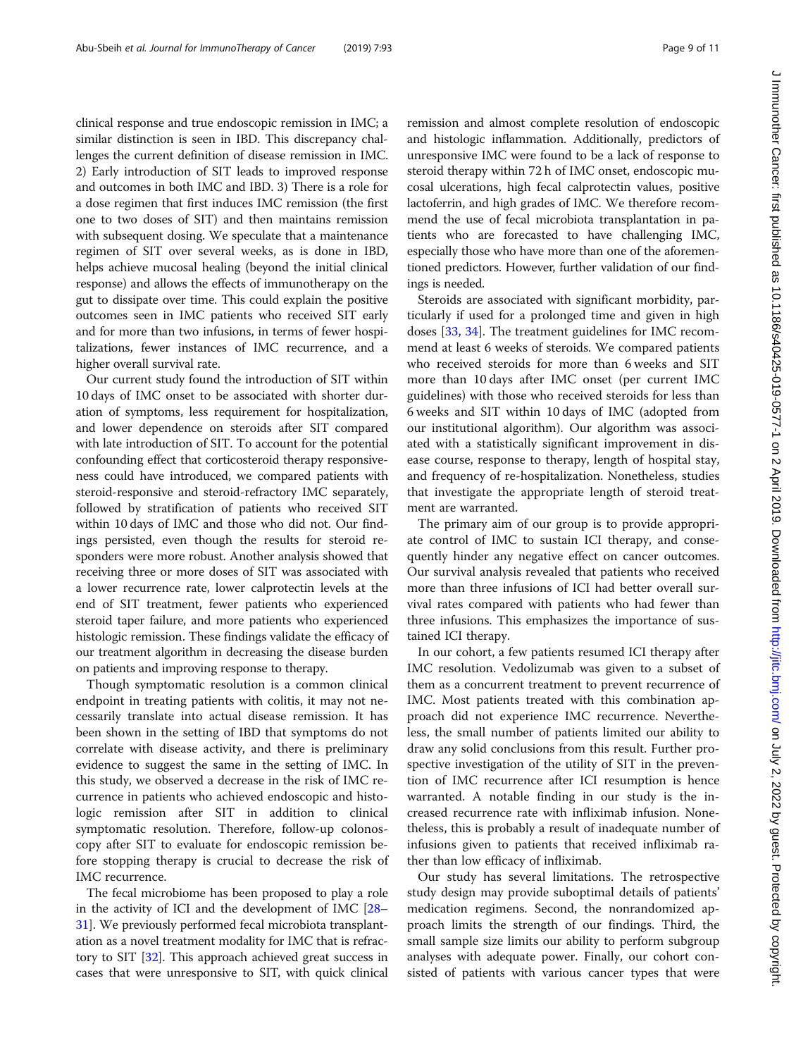clinical response and true endoscopic remission in IMC; a similar distinction is seen in IBD. This discrepancy challenges the current definition of disease remission in IMC. 2) Early introduction of SIT leads to improved response and outcomes in both IMC and IBD. 3) There is a role for a dose regimen that first induces IMC remission (the first one to two doses of SIT) and then maintains remission with subsequent dosing. We speculate that a maintenance regimen of SIT over several weeks, as is done in IBD, helps achieve mucosal healing (beyond the initial clinical response) and allows the effects of immunotherapy on the gut to dissipate over time. This could explain the positive outcomes seen in IMC patients who received SIT early and for more than two infusions, in terms of fewer hospitalizations, fewer instances of IMC recurrence, and a higher overall survival rate.

Our current study found the introduction of SIT within 10 days of IMC onset to be associated with shorter duration of symptoms, less requirement for hospitalization, and lower dependence on steroids after SIT compared with late introduction of SIT. To account for the potential confounding effect that corticosteroid therapy responsiveness could have introduced, we compared patients with steroid-responsive and steroid-refractory IMC separately, followed by stratification of patients who received SIT within 10 days of IMC and those who did not. Our findings persisted, even though the results for steroid responders were more robust. Another analysis showed that receiving three or more doses of SIT was associated with a lower recurrence rate, lower calprotectin levels at the end of SIT treatment, fewer patients who experienced steroid taper failure, and more patients who experienced histologic remission. These findings validate the efficacy of our treatment algorithm in decreasing the disease burden on patients and improving response to therapy.

Though symptomatic resolution is a common clinical endpoint in treating patients with colitis, it may not necessarily translate into actual disease remission. It has been shown in the setting of IBD that symptoms do not correlate with disease activity, and there is preliminary evidence to suggest the same in the setting of IMC. In this study, we observed a decrease in the risk of IMC recurrence in patients who achieved endoscopic and histologic remission after SIT in addition to clinical symptomatic resolution. Therefore, follow-up colonoscopy after SIT to evaluate for endoscopic remission before stopping therapy is crucial to decrease the risk of IMC recurrence.

The fecal microbiome has been proposed to play a role in the activity of ICI and the development of IMC [28–31]. We previously performed fecal microbiota transplantation as a novel treatment modality for IMC that is refractory to SIT [32]. This approach achieved great success in cases that were unresponsive to SIT, with quick clinical remission and almost complete resolution of endoscopic and histologic inflammation. Additionally, predictors of unresponsive IMC were found to be a lack of response to steroid therapy within 72 h of IMC onset, endoscopic mucosal ulcerations, high fecal calprotectin values, positive lactoferrin, and high grades of IMC. We therefore recommend the use of fecal microbiota transplantation in patients who are forecasted to have challenging IMC, especially those who have more than one of the aforementioned predictors. However, further validation of our findings is needed.

Steroids are associated with significant morbidity, particularly if used for a prolonged time and given in high doses [33, 34]. The treatment guidelines for IMC recommend at least 6 weeks of steroids. We compared patients who received steroids for more than 6 weeks and SIT more than 10 days after IMC onset (per current IMC guidelines) with those who received steroids for less than 6 weeks and SIT within 10 days of IMC (adopted from our institutional algorithm). Our algorithm was associated with a statistically significant improvement in disease course, response to therapy, length of hospital stay, and frequency of re-hospitalization. Nonetheless, studies that investigate the appropriate length of steroid treatment are warranted.

The primary aim of our group is to provide appropriate control of IMC to sustain ICI therapy, and consequently hinder any negative effect on cancer outcomes. Our survival analysis revealed that patients who received more than three infusions of ICI had better overall survival rates compared with patients who had fewer than three infusions. This emphasizes the importance of sustained ICI therapy.

In our cohort, a few patients resumed ICI therapy after IMC resolution. Vedolizumab was given to a subset of them as a concurrent treatment to prevent recurrence of IMC. Most patients treated with this combination approach did not experience IMC recurrence. Nevertheless, the small number of patients limited our ability to draw any solid conclusions from this result. Further prospective investigation of the utility of SIT in the prevention of IMC recurrence after ICI resumption is hence warranted. A notable finding in our study is the increased recurrence rate with infliximab infusion. Nonetheless, this is probably a result of inadequate number of infusions given to patients that received infliximab rather than low efficacy of infliximab.

Our study has several limitations. The retrospective study design may provide suboptimal details of patients' medication regimens. Second, the nonrandomized approach limits the strength of our findings. Third, the small sample size limits our ability to perform subgroup analyses with adequate power. Finally, our cohort consisted of patients with various cancer types that were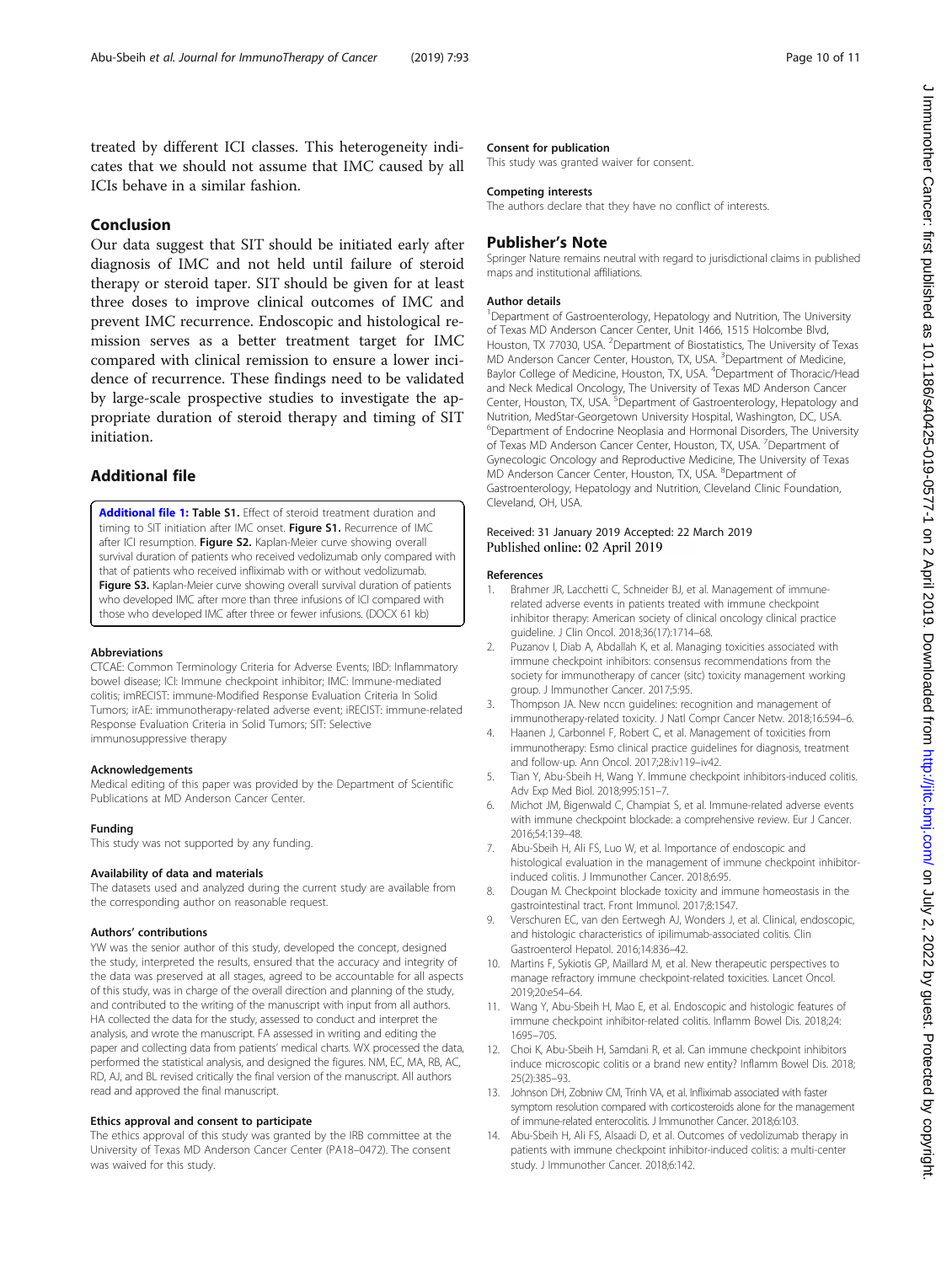treated by different ICI classes. This heterogeneity indicates that we should not assume that IMC caused by all ICIs behave in a similar fashion.

## Conclusion

Our data suggest that SIT should be initiated early after diagnosis of IMC and not held until failure of steroid therapy or steroid taper. SIT should be given for at least three doses to improve clinical outcomes of IMC and prevent IMC recurrence. Endoscopic and histological remission serves as a better treatment target for IMC compared with clinical remission to ensure a lower incidence of recurrence. These findings need to be validated by large-scale prospective studies to investigate the appropriate duration of steroid therapy and timing of SIT initiation.

## Additional file

**Additional file 1: Table S1.** Effect of steroid treatment duration and timing to SIT initiation after IMC onset. **Figure S1.** Recurrence of IMC after ICI resumption. **Figure S2.** Kaplan-Meier curve showing overall survival duration of patients who received vedolizumab only compared with that of patients who received infliximab with or without vedolizumab. **Figure S3.** Kaplan-Meier curve showing overall survival duration of patients who developed IMC after more than three infusions of ICI compared with those who developed IMC after three or fewer infusions. (DOCX 61 kb)

#### Abbreviations

CTCAE: Common Terminology Criteria for Adverse Events; IBD: Inflammatory bowel disease; ICI: Immune checkpoint inhibitor; IMC: Immune-mediated colitis; imRECIST: immune-Modified Response Evaluation Criteria In Solid Tumors; irAE: immunotherapy-related adverse event; iRECIST: immune-related Response Evaluation Criteria in Solid Tumors; SIT: Selective immunosuppressive therapy

#### Acknowledgements

Medical editing of this paper was provided by the Department of Scientific Publications at MD Anderson Cancer Center.

#### Funding

This study was not supported by any funding.

#### Availability of data and materials

The datasets used and analyzed during the current study are available from the corresponding author on reasonable request.

#### Authors' contributions

YW was the senior author of this study, developed the concept, designed the study, interpreted the results, ensured that the accuracy and integrity of the data was preserved at all stages, agreed to be accountable for all aspects of this study, was in charge of the overall direction and planning of the study, and contributed to the writing of the manuscript with input from all authors. HA collected the data for the study, assessed to conduct and interpret the analysis, and wrote the manuscript. FA assessed in writing and editing the paper and collecting data from patients' medical charts. WX processed the data, performed the statistical analysis, and designed the figures. NM, EC, MA, RB, AC, RD, AJ, and BL revised critically the final version of the manuscript. All authors read and approved the final manuscript.

#### Ethics approval and consent to participate

The ethics approval of this study was granted by the IRB committee at the University of Texas MD Anderson Cancer Center (PA18–0472). The consent was waived for this study.

#### Consent for publication

This study was granted waiver for consent.

#### Competing interests

The authors declare that they have no conflict of interests.

## Publisher's Note

Springer Nature remains neutral with regard to jurisdictional claims in published maps and institutional affiliations.

#### Author details

[1]Department of Gastroenterology, Hepatology and Nutrition, The University of Texas MD Anderson Cancer Center, Unit 1466, 1515 Holcombe Blvd, Houston, TX 77030, USA. [2]Department of Biostatistics, The University of Texas MD Anderson Cancer Center, Houston, TX, USA. [3]Department of Medicine, Baylor College of Medicine, Houston, TX, USA. [4]Department of Thoracic/Head and Neck Medical Oncology, The University of Texas MD Anderson Cancer Center, Houston, TX, USA. [5]Department of Gastroenterology, Hepatology and Nutrition, MedStar-Georgetown University Hospital, Washington, DC, USA. [6]Department of Endocrine Neoplasia and Hormonal Disorders, The University of Texas MD Anderson Cancer Center, Houston, TX, USA. [7]Department of Gynecologic Oncology and Reproductive Medicine, The University of Texas MD Anderson Cancer Center, Houston, TX, USA. [8]Department of Gastroenterology, Hepatology and Nutrition, Cleveland Clinic Foundation, Cleveland, OH, USA.

Received: 31 January 2019 Accepted: 22 March 2019
Published online: 02 April 2019

#### References

1. Brahmer JR, Lacchetti C, Schneider BJ, et al. Management of immune-related adverse events in patients treated with immune checkpoint inhibitor therapy: American society of clinical oncology clinical practice guideline. J Clin Oncol. 2018;36(17):1714–68.
2. Puzanov I, Diab A, Abdallah K, et al. Managing toxicities associated with immune checkpoint inhibitors: consensus recommendations from the society for immunotherapy of cancer (sitc) toxicity management working group. J Immunother Cancer. 2017;5:95.
3. Thompson JA. New nccn guidelines: recognition and management of immunotherapy-related toxicity. J Natl Compr Cancer Netw. 2018;16:594–6.
4. Haanen J, Carbonnel F, Robert C, et al. Management of toxicities from immunotherapy: Esmo clinical practice guidelines for diagnosis, treatment and follow-up. Ann Oncol. 2017;28:iv119–iv42.
5. Tian Y, Abu-Sbeih H, Wang Y. Immune checkpoint inhibitors-induced colitis. Adv Exp Med Biol. 2018;995:151–7.
6. Michot JM, Bigenwald C, Champiat S, et al. Immune-related adverse events with immune checkpoint blockade: a comprehensive review. Eur J Cancer. 2016;54:139–48.
7. Abu-Sbeih H, Ali FS, Luo W, et al. Importance of endoscopic and histological evaluation in the management of immune checkpoint inhibitor-induced colitis. J Immunother Cancer. 2018;6:95.
8. Dougan M. Checkpoint blockade toxicity and immune homeostasis in the gastrointestinal tract. Front Immunol. 2017;8:1547.
9. Verschuren EC, van den Eertwegh AJ, Wonders J, et al. Clinical, endoscopic, and histologic characteristics of ipilimumab-associated colitis. Clin Gastroenterol Hepatol. 2016;14:836–42.
10. Martins F, Sykiotis GP, Maillard M, et al. New therapeutic perspectives to manage refractory immune checkpoint-related toxicities. Lancet Oncol. 2019;20:e54–64.
11. Wang Y, Abu-Sbeih H, Mao E, et al. Endoscopic and histologic features of immune checkpoint inhibitor-related colitis. Inflamm Bowel Dis. 2018;24:1695–705.
12. Choi K, Abu-Sbeih H, Samdani R, et al. Can immune checkpoint inhibitors induce microscopic colitis or a brand new entity? Inflamm Bowel Dis. 2018;25(2):385–93.
13. Johnson DH, Zobniw CM, Trinh VA, et al. Infliximab associated with faster symptom resolution compared with corticosteroids alone for the management of immune-related enterocolitis. J Immunother Cancer. 2018;6:103.
14. Abu-Sbeih H, Ali FS, Alsaadi D, et al. Outcomes of vedolizumab therapy in patients with immune checkpoint inhibitor-induced colitis: a multi-center study. J Immunother Cancer. 2018;6:142.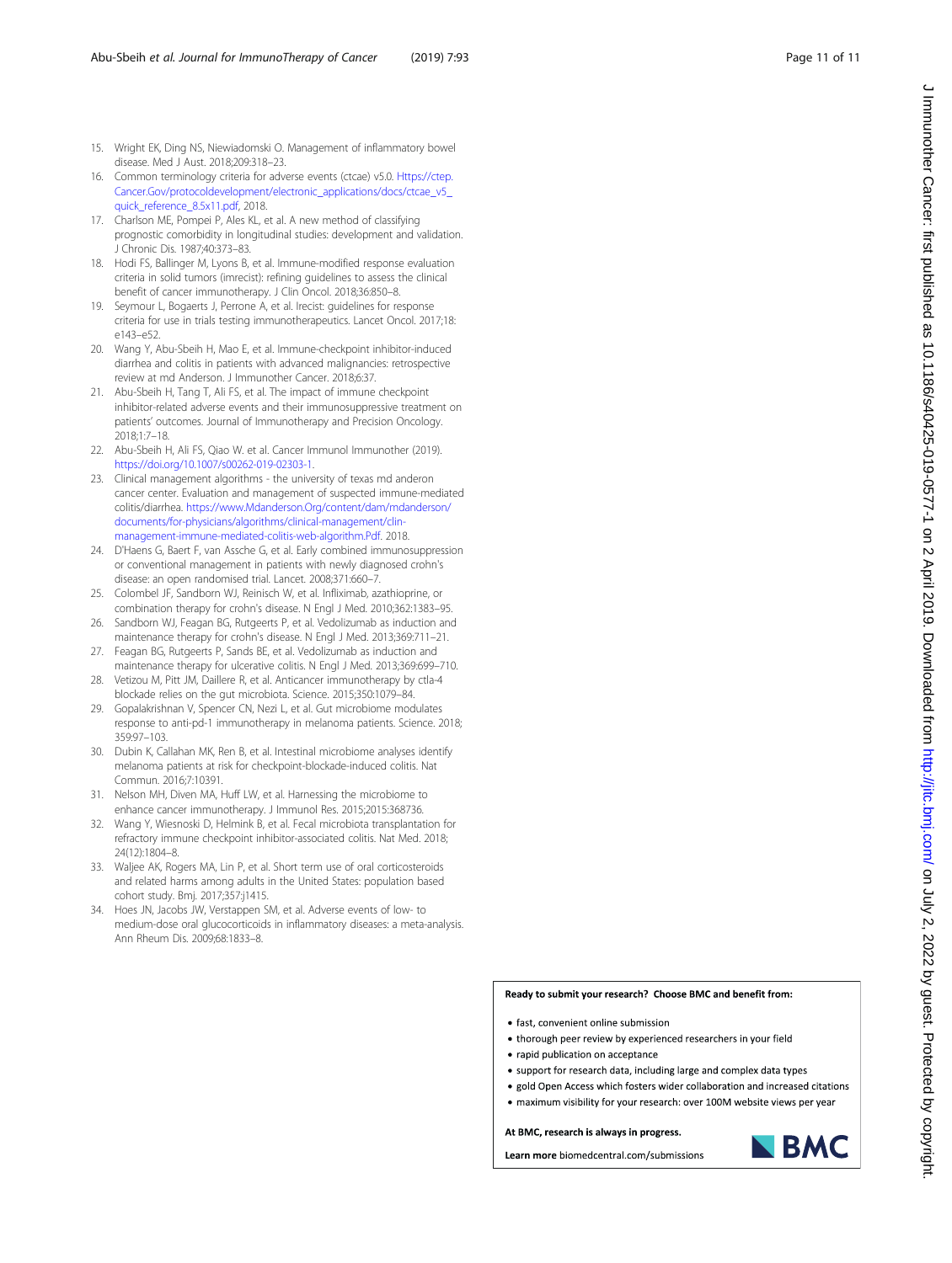15. Wright EK, Ding NS, Niewiadomski O. Management of inflammatory bowel disease. Med J Aust. 2018;209:318–23.
16. Common terminology criteria for adverse events (ctcae) v5.0. Https://ctep.Cancer.Gov/protocoldevelopment/electronic_applications/docs/ctcae_v5_quick_reference_8.5x11.pdf. 2018.
17. Charlson ME, Pompei P, Ales KL, et al. A new method of classifying prognostic comorbidity in longitudinal studies: development and validation. J Chronic Dis. 1987;40:373–83.
18. Hodi FS, Ballinger M, Lyons B, et al. Immune-modified response evaluation criteria in solid tumors (imrecist): refining guidelines to assess the clinical benefit of cancer immunotherapy. J Clin Oncol. 2018;36:850–8.
19. Seymour L, Bogaerts J, Perrone A, et al. Irecist: guidelines for response criteria for use in trials testing immunotherapeutics. Lancet Oncol. 2017;18:e143–e52.
20. Wang Y, Abu-Sbeih H, Mao E, et al. Immune-checkpoint inhibitor-induced diarrhea and colitis in patients with advanced malignancies: retrospective review at md Anderson. J Immunother Cancer. 2018;6:37.
21. Abu-Sbeih H, Tang T, Ali FS, et al. The impact of immune checkpoint inhibitor-related adverse events and their immunosuppressive treatment on patients' outcomes. Journal of Immunotherapy and Precision Oncology. 2018;1:7–18.
22. Abu-Sbeih H, Ali FS, Qiao W. et al. Cancer Immunol Immunother (2019). https://doi.org/10.1007/s00262-019-02303-1.
23. Clinical management algorithms - the university of texas md anderon cancer center. Evaluation and management of suspected immune-mediated colitis/diarrhea. https://www.Mdanderson.Org/content/dam/mdanderson/documents/for-physicians/algorithms/clinical-management/clin-management-immune-mediated-colitis-web-algorithm.Pdf. 2018.
24. D'Haens G, Baert F, van Assche G, et al. Early combined immunosuppression or conventional management in patients with newly diagnosed crohn's disease: an open randomised trial. Lancet. 2008;371:660–7.
25. Colombel JF, Sandborn WJ, Reinisch W, et al. Infliximab, azathioprine, or combination therapy for crohn's disease. N Engl J Med. 2010;362:1383–95.
26. Sandborn WJ, Feagan BG, Rutgeerts P, et al. Vedolizumab as induction and maintenance therapy for crohn's disease. N Engl J Med. 2013;369:711–21.
27. Feagan BG, Rutgeerts P, Sands BE, et al. Vedolizumab as induction and maintenance therapy for ulcerative colitis. N Engl J Med. 2013;369:699–710.
28. Vetizou M, Pitt JM, Daillere R, et al. Anticancer immunotherapy by ctla-4 blockade relies on the gut microbiota. Science. 2015;350:1079–84.
29. Gopalakrishnan V, Spencer CN, Nezi L, et al. Gut microbiome modulates response to anti-pd-1 immunotherapy in melanoma patients. Science. 2018;359:97–103.
30. Dubin K, Callahan MK, Ren B, et al. Intestinal microbiome analyses identify melanoma patients at risk for checkpoint-blockade-induced colitis. Nat Commun. 2016;7:10391.
31. Nelson MH, Diven MA, Huff LW, et al. Harnessing the microbiome to enhance cancer immunotherapy. J Immunol Res. 2015;2015:368736.
32. Wang Y, Wiesnoski D, Helmink B, et al. Fecal microbiota transplantation for refractory immune checkpoint inhibitor-associated colitis. Nat Med. 2018;24(12):1804–8.
33. Waljee AK, Rogers MA, Lin P, et al. Short term use of oral corticosteroids and related harms among adults in the United States: population based cohort study. Bmj. 2017;357:j1415.
34. Hoes JN, Jacobs JW, Verstappen SM, et al. Adverse events of low- to medium-dose oral glucocorticoids in inflammatory diseases: a meta-analysis. Ann Rheum Dis. 2009;68:1833–8.

**Ready to submit your research? Choose BMC and benefit from:**

- fast, convenient online submission
- thorough peer review by experienced researchers in your field
- rapid publication on acceptance
- support for research data, including large and complex data types
- gold Open Access which fosters wider collaboration and increased citations
- maximum visibility for your research: over 100M website views per year

**At BMC, research is always in progress.**

**Learn more** biomedcentral.com/submissions